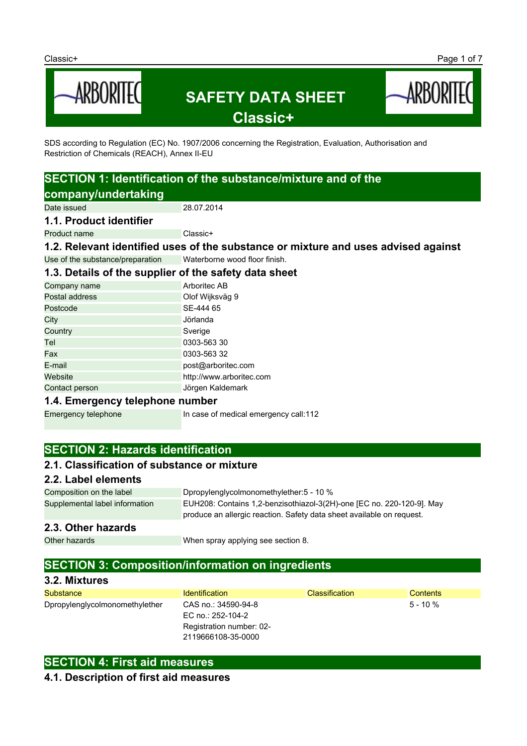# SAFETY DATA SHEET
# Classic+

SDS according to Regulation (EC) No. 1907/2006 concerning the Registration, Evaluation, Authorisation and Restriction of Chemicals (REACH), Annex II-EU

## SECTION 1: Identification of the substance/mixture and of the company/undertaking

| | |
|---|---|
| Date issued | 28.07.2014 |

### 1.1. Product identifier

| | |
|---|---|
| Product name | Classic+ |

### 1.2. Relevant identified uses of the substance or mixture and uses advised against

| | |
|---|---|
| Use of the substance/preparation | Waterborne wood floor finish. |

### 1.3. Details of the supplier of the safety data sheet

| | |
|---|---|
| Company name | Arboritec AB |
| Postal address | Olof Wijksväg 9 |
| Postcode | SE-444 65 |
| City | Jörlanda |
| Country | Sverige |
| Tel | 0303-563 30 |
| Fax | 0303-563 32 |
| E-mail | post@arboritec.com |
| Website | http://www.arboritec.com |
| Contact person | Jörgen Kaldemark |

### 1.4. Emergency telephone number

| | |
|---|---|
| Emergency telephone | In case of medical emergency call:112 |

## SECTION 2: Hazards identification

### 2.1. Classification of substance or mixture

### 2.2. Label elements

| | |
|---|---|
| Composition on the label | Dpropylenglycolmonomethylether:5 - 10 % |
| Supplemental label information | EUH208: Contains 1,2-benzisothiazol-3(2H)-one [EC no. 220-120-9]. May produce an allergic reaction. Safety data sheet available on request. |

### 2.3. Other hazards

| | |
|---|---|
| Other hazards | When spray applying see section 8. |

## SECTION 3: Composition/information on ingredients

### 3.2. Mixtures

| Substance | Identification | Classification | Contents |
|---|---|---|---|
| Dpropylenglycolmonomethylether | CAS no.: 34590-94-8<br>EC no.: 252-104-2<br>Registration number: 02-2119666108-35-0000 | | 5 - 10 % |

## SECTION 4: First aid measures

### 4.1. Description of first aid measures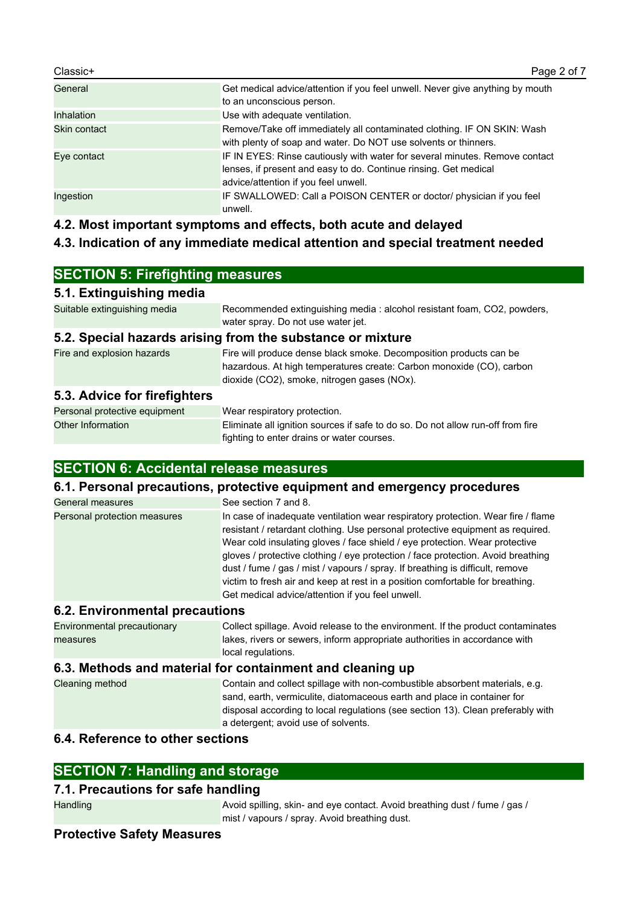| | |
|---|---|
| General | Get medical advice/attention if you feel unwell. Never give anything by mouth to an unconscious person. |
| Inhalation | Use with adequate ventilation. |
| Skin contact | Remove/Take off immediately all contaminated clothing. IF ON SKIN: Wash with plenty of soap and water. Do NOT use solvents or thinners. |
| Eye contact | IF IN EYES: Rinse cautiously with water for several minutes. Remove contact lenses, if present and easy to do. Continue rinsing. Get medical advice/attention if you feel unwell. |
| Ingestion | IF SWALLOWED: Call a POISON CENTER or doctor/ physician if you feel unwell. |

### 4.2. Most important symptoms and effects, both acute and delayed

### 4.3. Indication of any immediate medical attention and special treatment needed

## SECTION 5: Firefighting measures

### 5.1. Extinguishing media

| | |
|---|---|
| Suitable extinguishing media | Recommended extinguishing media : alcohol resistant foam, $CO_2$, powders, water spray. Do not use water jet. |

### 5.2. Special hazards arising from the substance or mixture

| | |
|---|---|
| Fire and explosion hazards | Fire will produce dense black smoke. Decomposition products can be hazardous. At high temperatures create: Carbon monoxide (CO), carbon dioxide ($CO_2$), smoke, nitrogen gases ($NO_x$). |

### 5.3. Advice for firefighters

| | |
|---|---|
| Personal protective equipment | Wear respiratory protection. |
| Other Information | Eliminate all ignition sources if safe to do so. Do not allow run-off from fire fighting to enter drains or water courses. |

## SECTION 6: Accidental release measures

### 6.1. Personal precautions, protective equipment and emergency procedures

| | |
|---|---|
| General measures | See section 7 and 8. |
| Personal protection measures | In case of inadequate ventilation wear respiratory protection. Wear fire / flame resistant / retardant clothing. Use personal protective equipment as required. Wear cold insulating gloves / face shield / eye protection. Wear protective gloves / protective clothing / eye protection / face protection. Avoid breathing dust / fume / gas / mist / vapours / spray. If breathing is difficult, remove victim to fresh air and keep at rest in a position comfortable for breathing. Get medical advice/attention if you feel unwell. |

### 6.2. Environmental precautions

| | |
|---|---|
| Environmental precautionary measures | Collect spillage. Avoid release to the environment. If the product contaminates lakes, rivers or sewers, inform appropriate authorities in accordance with local regulations. |

### 6.3. Methods and material for containment and cleaning up

| | |
|---|---|
| Cleaning method | Contain and collect spillage with non-combustible absorbent materials, e.g. sand, earth, vermiculite, diatomaceous earth and place in container for disposal according to local regulations (see section 13). Clean preferably with a detergent; avoid use of solvents. |

### 6.4. Reference to other sections

## SECTION 7: Handling and storage

### 7.1. Precautions for safe handling

| | |
|---|---|
| Handling | Avoid spilling, skin- and eye contact. Avoid breathing dust / fume / gas / mist / vapours / spray. Avoid breathing dust. |

### Protective Safety Measures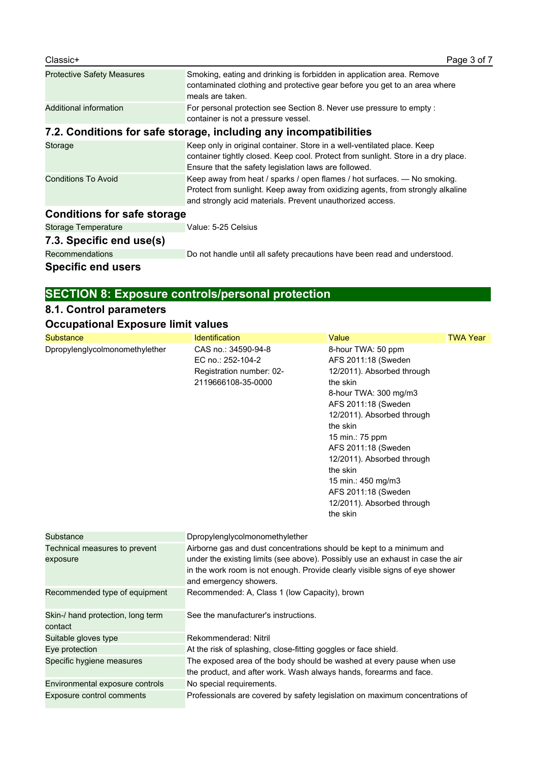| | |
|---|---|
| Protective Safety Measures | Smoking, eating and drinking is forbidden in application area. Remove contaminated clothing and protective gear before you get to an area where meals are taken. |
| Additional information | For personal protection see Section 8. Never use pressure to empty : container is not a pressure vessel. |

### 7.2. Conditions for safe storage, including any incompatibilities

| | |
|---|---|
| Storage | Keep only in original container. Store in a well-ventilated place. Keep container tightly closed. Keep cool. Protect from sunlight. Store in a dry place. Ensure that the safety legislation laws are followed. |
| Conditions To Avoid | Keep away from heat / sparks / open flames / hot surfaces. — No smoking. Protect from sunlight. Keep away from oxidizing agents, from strongly alkaline and strongly acid materials. Prevent unauthorized access. |

### Conditions for safe storage

| | |
|---|---|
| Storage Temperature | Value: 5-25 Celsius |

### 7.3. Specific end use(s)

| | |
|---|---|
| Recommendations | Do not handle until all safety precautions have been read and understood. |

### Specific end users

## SECTION 8: Exposure controls/personal protection

### 8.1. Control parameters

### Occupational Exposure limit values

| Substance | Identification | Value | TWA Year |
|---|---|---|---|
| Dpropylenglycolmonomethylether | CAS no.: 34590-94-8<br>EC no.: 252-104-2<br>Registration number: 02-2119666108-35-0000 | 8-hour TWA: 50 ppm<br>AFS 2011:18 (Sweden 12/2011). Absorbed through the skin<br>8-hour TWA: 300 mg/m3<br>AFS 2011:18 (Sweden 12/2011). Absorbed through the skin<br>15 min.: 75 ppm<br>AFS 2011:18 (Sweden 12/2011). Absorbed through the skin<br>15 min.: 450 mg/m3<br>AFS 2011:18 (Sweden 12/2011). Absorbed through the skin | |

| | |
|---|---|
| Substance | Dpropylenglycolmonomethylether |
| Technical measures to prevent exposure | Airborne gas and dust concentrations should be kept to a minimum and under the existing limits (see above). Possibly use an exhaust in case the air in the work room is not enough. Provide clearly visible signs of eye shower and emergency showers. |
| Recommended type of equipment | Recommended: A, Class 1 (low Capacity), brown |
| Skin-/ hand protection, long term contact | See the manufacturer's instructions. |
| Suitable gloves type | Rekommenderad: Nitril |
| Eye protection | At the risk of splashing, close-fitting goggles or face shield. |
| Specific hygiene measures | The exposed area of the body should be washed at every pause when use the product, and after work. Wash always hands, forearms and face. |
| Environmental exposure controls | No special requirements. |
| Exposure control comments | Professionals are covered by safety legislation on maximum concentrations of |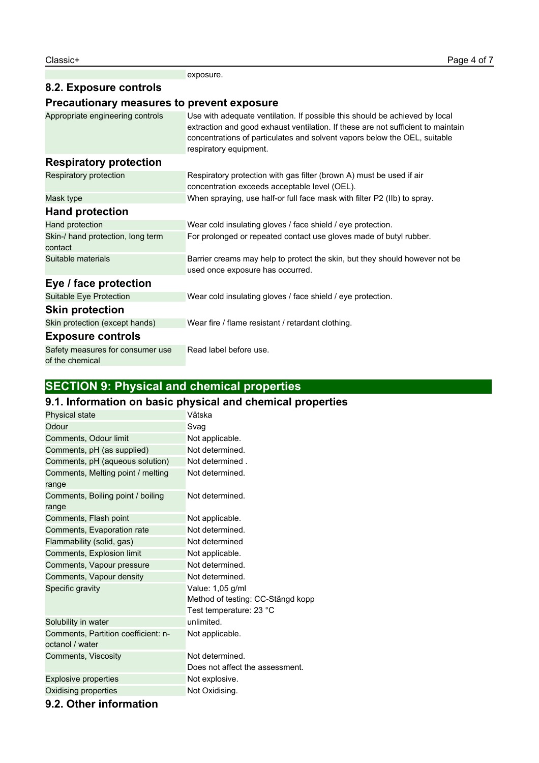| | exposure. |
|---|---|

## 8.2. Exposure controls

### Precautionary measures to prevent exposure

| | |
|---|---|
| Appropriate engineering controls | Use with adequate ventilation. If possible this should be achieved by local extraction and good exhaust ventilation. If these are not sufficient to maintain concentrations of particulates and solvent vapors below the OEL, suitable respiratory equipment. |

### Respiratory protection

| | |
|---|---|
| Respiratory protection | Respiratory protection with gas filter (brown A) must be used if air concentration exceeds acceptable level (OEL). |
| Mask type | When spraying, use half-or full face mask with filter P2 (IIb) to spray. |

### Hand protection

| | |
|---|---|
| Hand protection | Wear cold insulating gloves / face shield / eye protection. |
| Skin-/ hand protection, long term contact | For prolonged or repeated contact use gloves made of butyl rubber. |
| Suitable materials | Barrier creams may help to protect the skin, but they should however not be used once exposure has occurred. |

### Eye / face protection

| | |
|---|---|
| Suitable Eye Protection | Wear cold insulating gloves / face shield / eye protection. |

### Skin protection

| | |
|---|---|
| Skin protection (except hands) | Wear fire / flame resistant / retardant clothing. |

### Exposure controls

| | |
|---|---|
| Safety measures for consumer use of the chemical | Read label before use. |

# SECTION 9: Physical and chemical properties

## 9.1. Information on basic physical and chemical properties

| | |
|---|---|
| Physical state | Vätska |
| Odour | Svag |
| Comments, Odour limit | Not applicable. |
| Comments, pH (as supplied) | Not determined. |
| Comments, pH (aqueous solution) | Not determined . |
| Comments, Melting point / melting range | Not determined. |
| Comments, Boiling point / boiling range | Not determined. |
| Comments, Flash point | Not applicable. |
| Comments, Evaporation rate | Not determined. |
| Flammability (solid, gas) | Not determined |
| Comments, Explosion limit | Not applicable. |
| Comments, Vapour pressure | Not determined. |
| Comments, Vapour density | Not determined. |
| Specific gravity | Value: 1,05 g/ml<br>Method of testing: CC-Stängd kopp<br>Test temperature: 23 °C |
| Solubility in water | unlimited. |
| Comments, Partition coefficient: n-octanol / water | Not applicable. |
| Comments, Viscosity | Not determined.<br>Does not affect the assessment. |
| Explosive properties | Not explosive. |
| Oxidising properties | Not Oxidising. |

## 9.2. Other information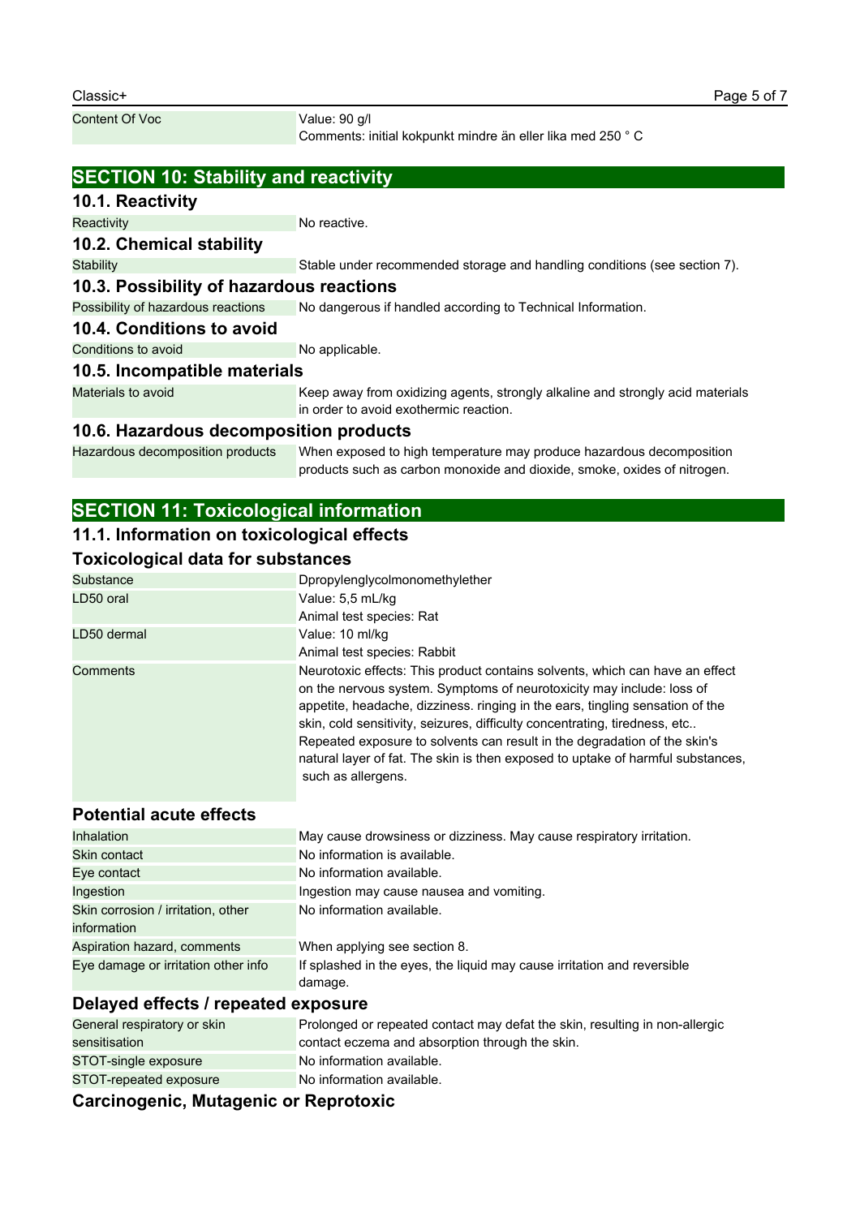| | |
|---|---|
| Content Of Voc | Value: 90 g/l<br>Comments: initial kokpunkt mindre än eller lika med 250 ° C |

## SECTION 10: Stability and reactivity

### 10.1. Reactivity

| | |
|---|---|
| Reactivity | No reactive. |

### 10.2. Chemical stability

| | |
|---|---|
| Stability | Stable under recommended storage and handling conditions (see section 7). |

### 10.3. Possibility of hazardous reactions

| | |
|---|---|
| Possibility of hazardous reactions | No dangerous if handled according to Technical Information. |

### 10.4. Conditions to avoid

| | |
|---|---|
| Conditions to avoid | No applicable. |

### 10.5. Incompatible materials

| | |
|---|---|
| Materials to avoid | Keep away from oxidizing agents, strongly alkaline and strongly acid materials in order to avoid exothermic reaction. |

### 10.6. Hazardous decomposition products

| | |
|---|---|
| Hazardous decomposition products | When exposed to high temperature may produce hazardous decomposition products such as carbon monoxide and dioxide, smoke, oxides of nitrogen. |

## SECTION 11: Toxicological information

### 11.1. Information on toxicological effects

### Toxicological data for substances

| | |
|---|---|
| Substance | Dpropylenglycolmonomethylether |
| LD50 oral | Value: 5,5 mL/kg<br>Animal test species: Rat |
| LD50 dermal | Value: 10 ml/kg<br>Animal test species: Rabbit |
| Comments | Neurotoxic effects: This product contains solvents, which can have an effect on the nervous system. Symptoms of neurotoxicity may include: loss of appetite, headache, dizziness. ringing in the ears, tingling sensation of the skin, cold sensitivity, seizures, difficulty concentrating, tiredness, etc..<br>Repeated exposure to solvents can result in the degradation of the skin's natural layer of fat. The skin is then exposed to uptake of harmful substances, such as allergens. |

### Potential acute effects

| | |
|---|---|
| Inhalation | May cause drowsiness or dizziness. May cause respiratory irritation. |
| Skin contact | No information is available. |
| Eye contact | No information available. |
| Ingestion | Ingestion may cause nausea and vomiting. |
| Skin corrosion / irritation, other information | No information available. |
| Aspiration hazard, comments | When applying see section 8. |
| Eye damage or irritation other info | If splashed in the eyes, the liquid may cause irritation and reversible damage. |

### Delayed effects / repeated exposure

| | |
|---|---|
| General respiratory or skin sensitisation | Prolonged or repeated contact may defat the skin, resulting in non-allergic contact eczema and absorption through the skin. |
| STOT-single exposure | No information available. |
| STOT-repeated exposure | No information available. |

### Carcinogenic, Mutagenic or Reprotoxic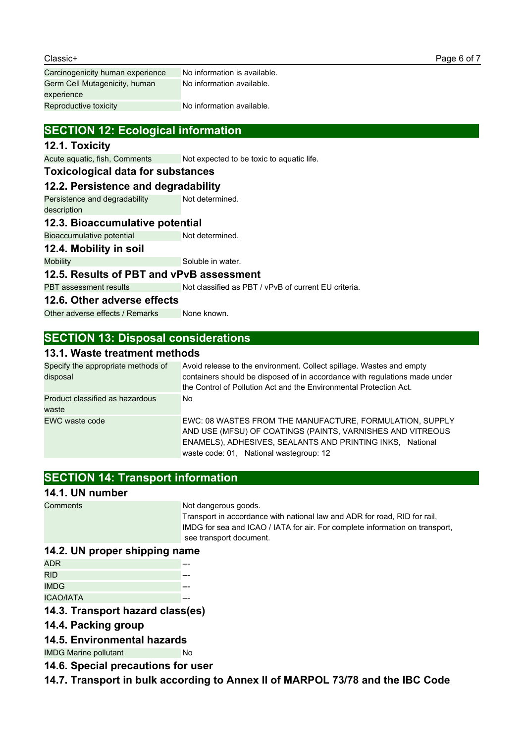| | |
|---|---|
| Carcinogenicity human experience | No information is available. |
| Germ Cell Mutagenicity, human experience | No information available. |
| Reproductive toxicity | No information available. |

## SECTION 12: Ecological information

### 12.1. Toxicity

| | |
|---|---|
| Acute aquatic, fish, Comments | Not expected to be toxic to aquatic life. |

### Toxicological data for substances

### 12.2. Persistence and degradability

| | |
|---|---|
| Persistence and degradability description | Not determined. |

### 12.3. Bioaccumulative potential

| | |
|---|---|
| Bioaccumulative potential | Not determined. |

### 12.4. Mobility in soil

| | |
|---|---|
| Mobility | Soluble in water. |

### 12.5. Results of PBT and vPvB assessment

| | |
|---|---|
| PBT assessment results | Not classified as PBT / vPvB of current EU criteria. |

### 12.6. Other adverse effects

| | |
|---|---|
| Other adverse effects / Remarks | None known. |

## SECTION 13: Disposal considerations

### 13.1. Waste treatment methods

| | |
|---|---|
| Specify the appropriate methods of disposal | Avoid release to the environment. Collect spillage. Wastes and empty containers should be disposed of in accordance with regulations made under the Control of Pollution Act and the Environmental Protection Act. |
| Product classified as hazardous waste | No |
| EWC waste code | EWC: 08 WASTES FROM THE MANUFACTURE, FORMULATION, SUPPLY AND USE (MFSU) OF COATINGS (PAINTS, VARNISHES AND VITREOUS ENAMELS), ADHESIVES, SEALANTS AND PRINTING INKS, National waste code: 01, National wastegroup: 12 |

## SECTION 14: Transport information

### 14.1. UN number

| | |
|---|---|
| Comments | Not dangerous goods. Transport in accordance with national law and ADR for road, RID for rail, IMDG for sea and ICAO / IATA for air. For complete information on transport, see transport document. |

### 14.2. UN proper shipping name

| | |
|---|---|
| ADR | --- |
| RID | --- |
| IMDG | --- |
| ICAO/IATA | --- |

### 14.3. Transport hazard class(es)

### 14.4. Packing group

### 14.5. Environmental hazards

| | |
|---|---|
| IMDG Marine pollutant | No |

### 14.6. Special precautions for user

### 14.7. Transport in bulk according to Annex II of MARPOL 73/78 and the IBC Code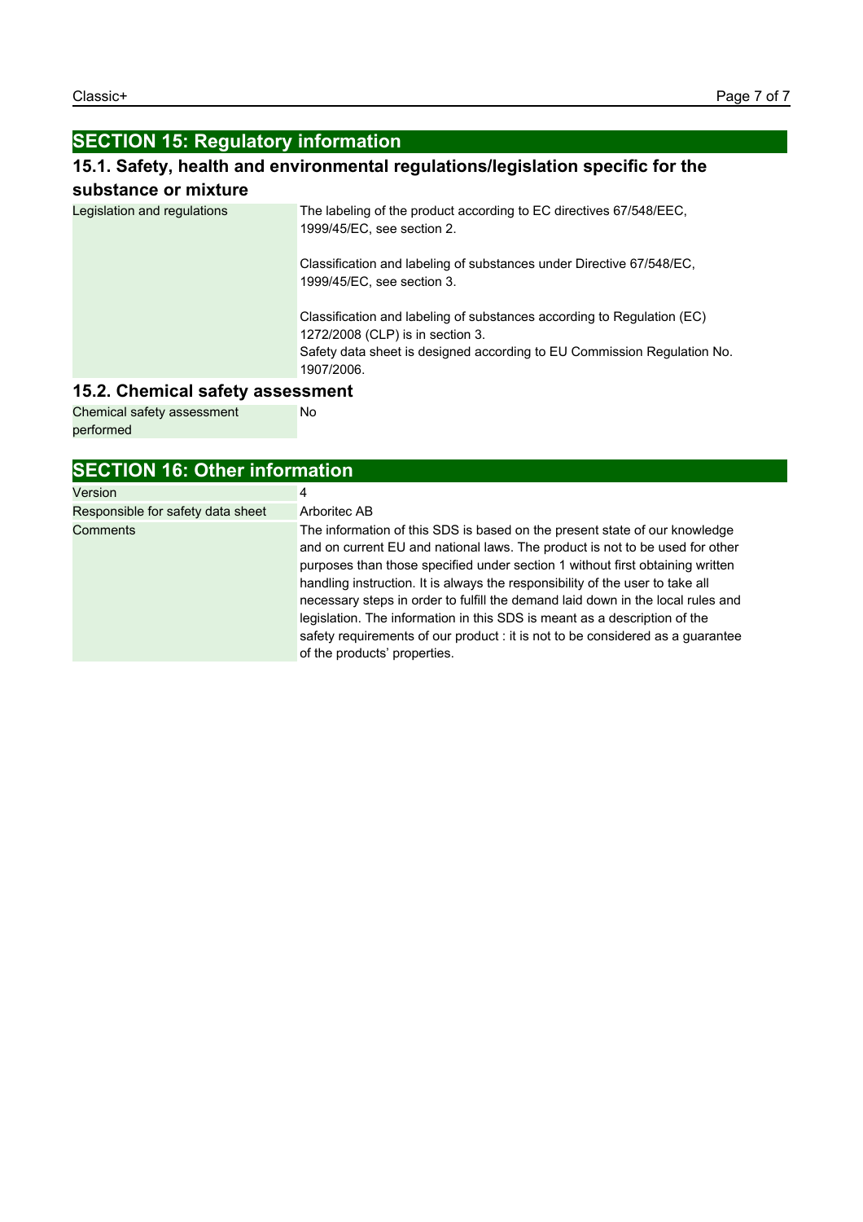## SECTION 15: Regulatory information

### 15.1. Safety, health and environmental regulations/legislation specific for the substance or mixture

| | |
|---|---|
| Legislation and regulations | The labeling of the product according to EC directives 67/548/EEC, 1999/45/EC, see section 2.<br><br>Classification and labeling of substances under Directive 67/548/EC, 1999/45/EC, see section 3.<br><br>Classification and labeling of substances according to Regulation (EC) 1272/2008 (CLP) is in section 3.<br>Safety data sheet is designed according to EU Commission Regulation No. 1907/2006. |

### 15.2. Chemical safety assessment

| | |
|---|---|
| Chemical safety assessment performed | No |

## SECTION 16: Other information

| | |
|---|---|
| Version | 4 |
| Responsible for safety data sheet | Arboritec AB |
| Comments | The information of this SDS is based on the present state of our knowledge and on current EU and national laws. The product is not to be used for other purposes than those specified under section 1 without first obtaining written handling instruction. It is always the responsibility of the user to take all necessary steps in order to fulfill the demand laid down in the local rules and legislation. The information in this SDS is meant as a description of the safety requirements of our product : it is not to be considered as a guarantee of the products' properties. |